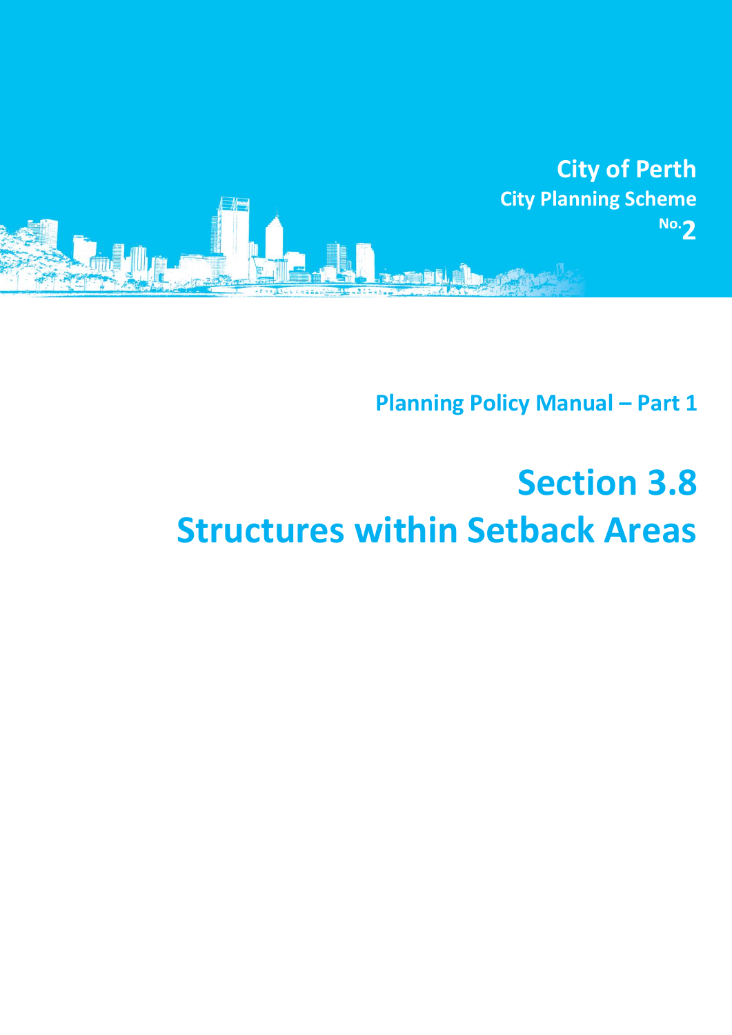City of Perth

City Planning Scheme No.2

Planning Policy Manual – Part 1

# Section 3.8
# Structures within Setback Areas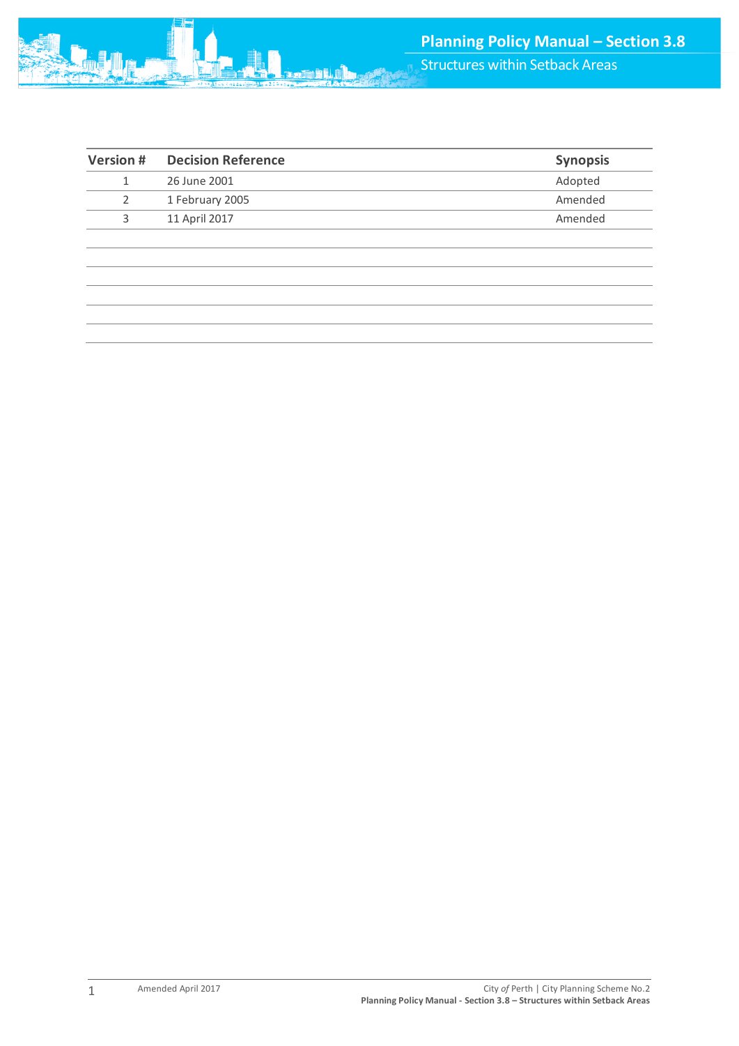| Version # | Decision Reference | Synopsis |
|---|---|---|
| 1 | 26 June 2001 | Adopted |
| 2 | 1 February 2005 | Amended |
| 3 | 11 April 2017 | Amended |
| | | |
| | | |
| | | |
| | | |
| | | |
| | | |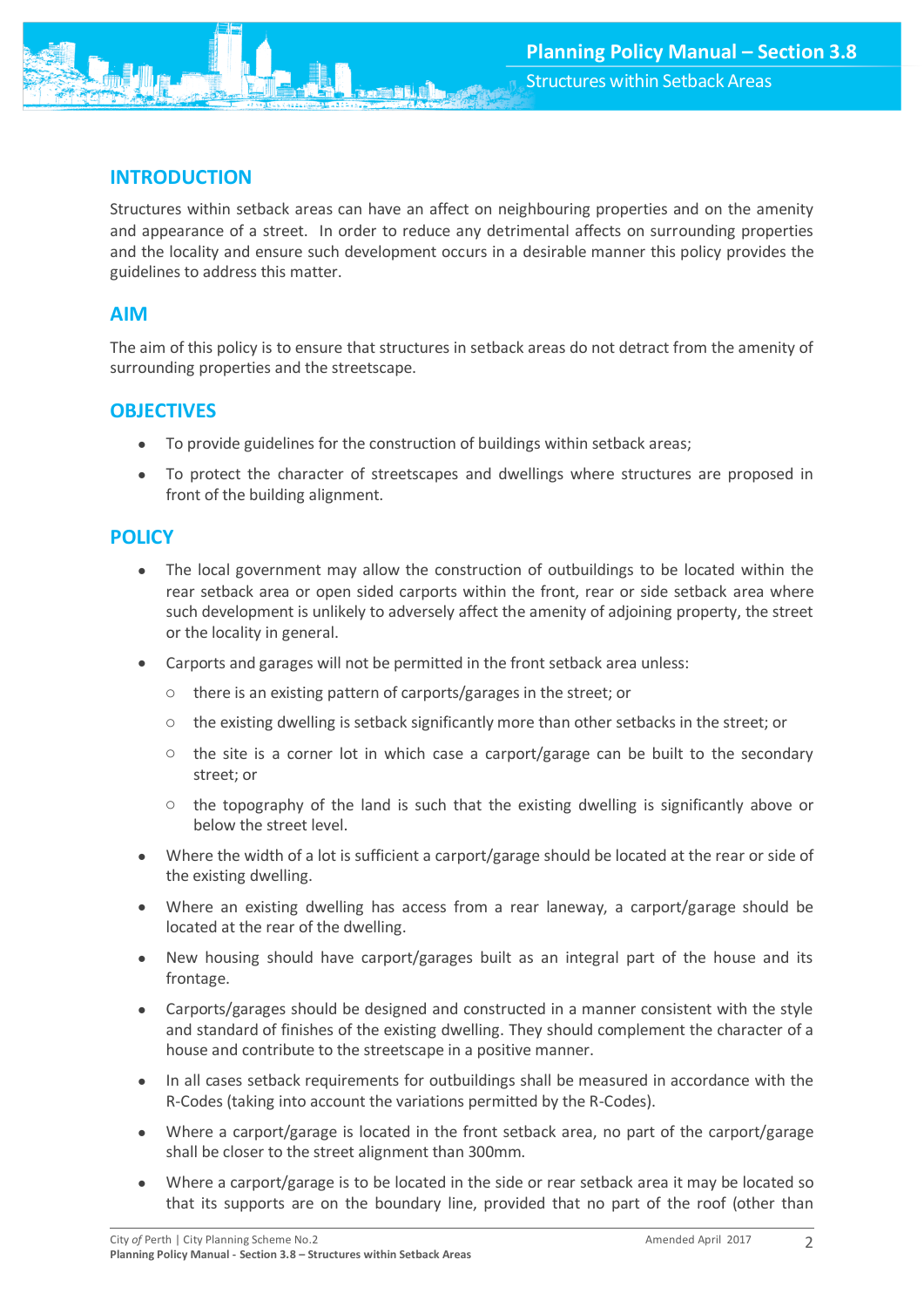## INTRODUCTION

Structures within setback areas can have an affect on neighbouring properties and on the amenity and appearance of a street. In order to reduce any detrimental affects on surrounding properties and the locality and ensure such development occurs in a desirable manner this policy provides the guidelines to address this matter.

## AIM

The aim of this policy is to ensure that structures in setback areas do not detract from the amenity of surrounding properties and the streetscape.

## OBJECTIVES

- To provide guidelines for the construction of buildings within setback areas;
- To protect the character of streetscapes and dwellings where structures are proposed in front of the building alignment.

## POLICY

- The local government may allow the construction of outbuildings to be located within the rear setback area or open sided carports within the front, rear or side setback area where such development is unlikely to adversely affect the amenity of adjoining property, the street or the locality in general.
- Carports and garages will not be permitted in the front setback area unless:
  - there is an existing pattern of carports/garages in the street; or
  - the existing dwelling is setback significantly more than other setbacks in the street; or
  - the site is a corner lot in which case a carport/garage can be built to the secondary street; or
  - the topography of the land is such that the existing dwelling is significantly above or below the street level.
- Where the width of a lot is sufficient a carport/garage should be located at the rear or side of the existing dwelling.
- Where an existing dwelling has access from a rear laneway, a carport/garage should be located at the rear of the dwelling.
- New housing should have carport/garages built as an integral part of the house and its frontage.
- Carports/garages should be designed and constructed in a manner consistent with the style and standard of finishes of the existing dwelling. They should complement the character of a house and contribute to the streetscape in a positive manner.
- In all cases setback requirements for outbuildings shall be measured in accordance with the R-Codes (taking into account the variations permitted by the R-Codes).
- Where a carport/garage is located in the front setback area, no part of the carport/garage shall be closer to the street alignment than 300mm.
- Where a carport/garage is to be located in the side or rear setback area it may be located so that its supports are on the boundary line, provided that no part of the roof (other than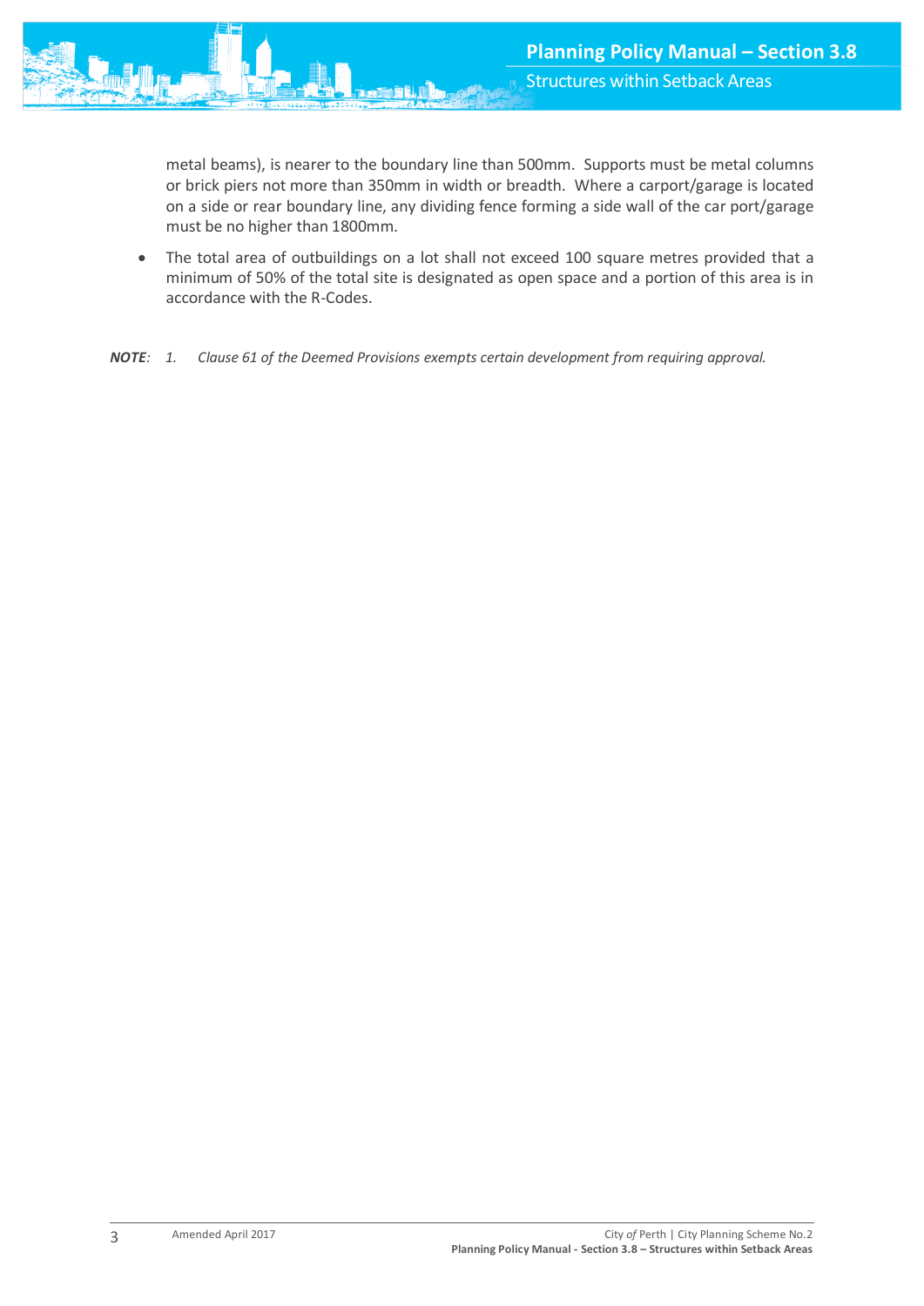metal beams), is nearer to the boundary line than 500mm. Supports must be metal columns or brick piers not more than 350mm in width or breadth. Where a carport/garage is located on a side or rear boundary line, any dividing fence forming a side wall of the car port/garage must be no higher than 1800mm.

- The total area of outbuildings on a lot shall not exceed 100 square metres provided that a minimum of 50% of the total site is designated as open space and a portion of this area is in accordance with the R-Codes.

***NOTE**: 1. Clause 61 of the Deemed Provisions exempts certain development from requiring approval.*